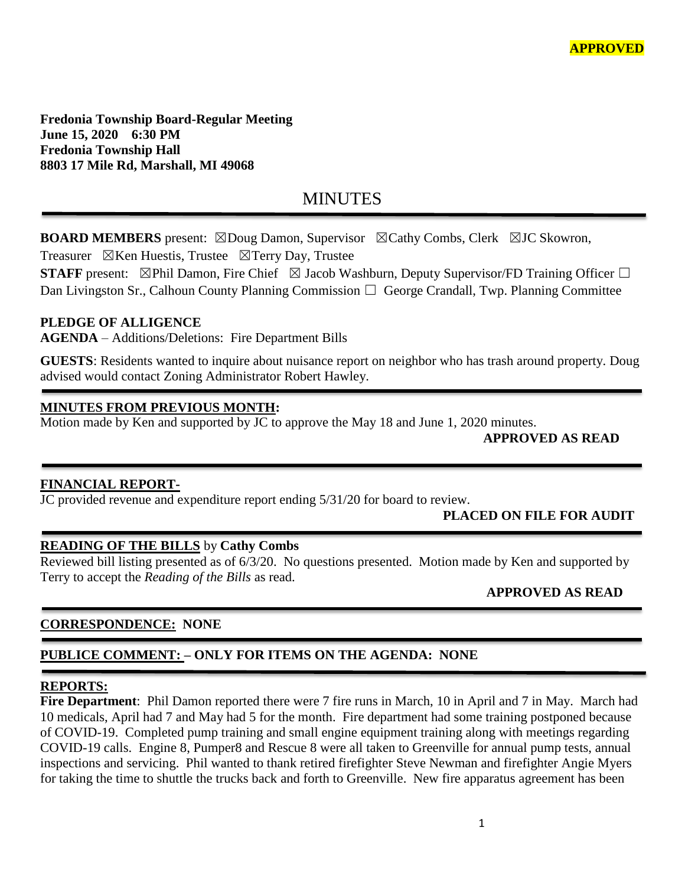**APPROVED**

**Fredonia Township Board-Regular Meeting**
**June 15, 2020 6:30 PM**
**Fredonia Township Hall**
**8803 17 Mile Rd, Marshall, MI 49068**

# MINUTES

**BOARD MEMBERS** present: ☒Doug Damon, Supervisor ☒Cathy Combs, Clerk ☒JC Skowron, Treasurer ☒Ken Huestis, Trustee ☒Terry Day, Trustee

**STAFF** present: ☒Phil Damon, Fire Chief ☒ Jacob Washburn, Deputy Supervisor/FD Training Officer ☐ Dan Livingston Sr., Calhoun County Planning Commission ☐ George Crandall, Twp. Planning Committee

**PLEDGE OF ALLIGENCE**

**AGENDA** – Additions/Deletions: Fire Department Bills

**GUESTS**: Residents wanted to inquire about nuisance report on neighbor who has trash around property. Doug advised would contact Zoning Administrator Robert Hawley.

**MINUTES FROM PREVIOUS MONTH:**

Motion made by Ken and supported by JC to approve the May 18 and June 1, 2020 minutes.

**APPROVED AS READ**

**FINANCIAL REPORT-**

JC provided revenue and expenditure report ending 5/31/20 for board to review.

**PLACED ON FILE FOR AUDIT**

**READING OF THE BILLS** by **Cathy Combs**

Reviewed bill listing presented as of 6/3/20. No questions presented. Motion made by Ken and supported by Terry to accept the *Reading of the Bills* as read.

**APPROVED AS READ**

**CORRESPONDENCE: NONE**

**PUBLICE COMMENT: – ONLY FOR ITEMS ON THE AGENDA: NONE**

**REPORTS:**

**Fire Department**: Phil Damon reported there were 7 fire runs in March, 10 in April and 7 in May. March had 10 medicals, April had 7 and May had 5 for the month. Fire department had some training postponed because of COVID-19. Completed pump training and small engine equipment training along with meetings regarding COVID-19 calls. Engine 8, Pumper8 and Rescue 8 were all taken to Greenville for annual pump tests, annual inspections and servicing. Phil wanted to thank retired firefighter Steve Newman and firefighter Angie Myers for taking the time to shuttle the trucks back and forth to Greenville. New fire apparatus agreement has been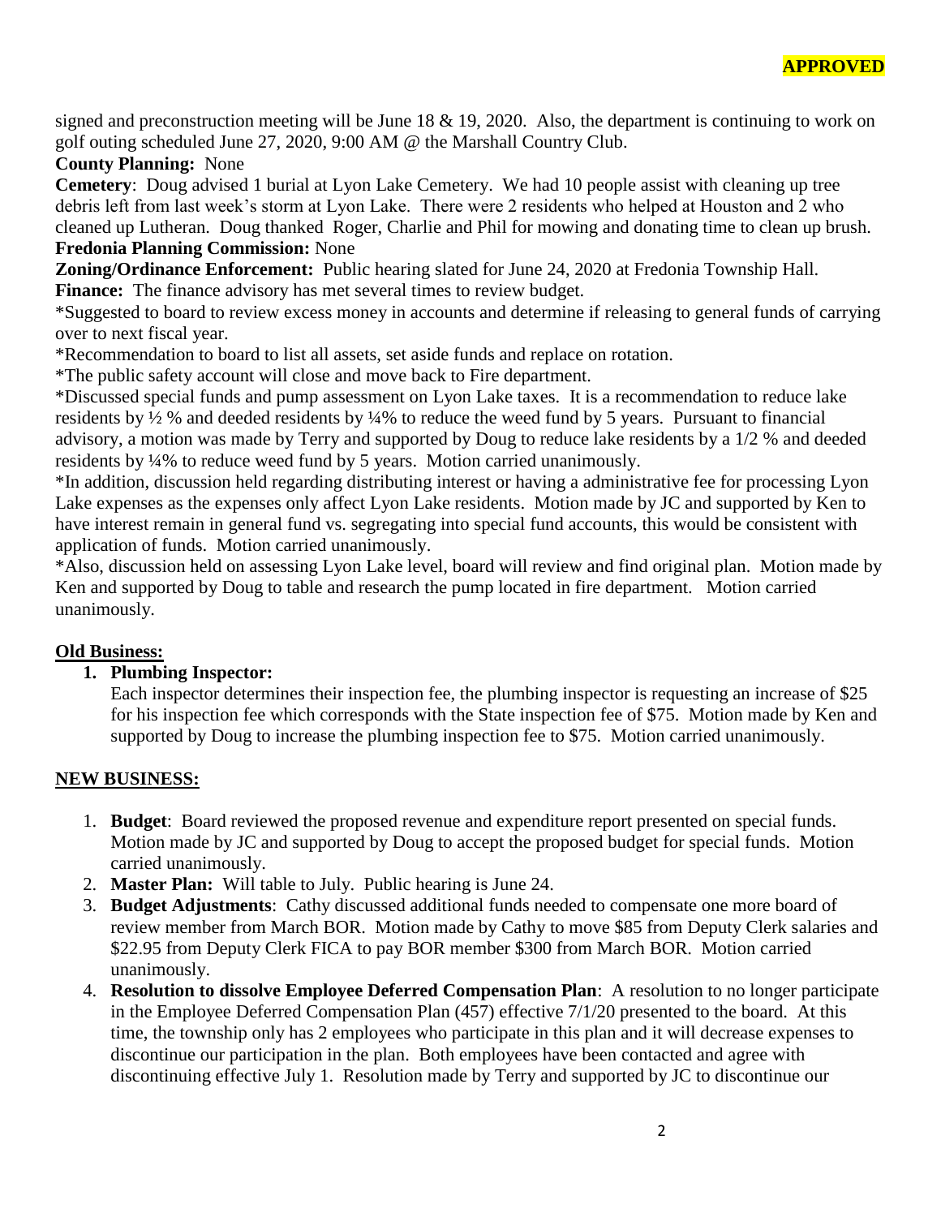**APPROVED**

signed and preconstruction meeting will be June 18 & 19, 2020. Also, the department is continuing to work on golf outing scheduled June 27, 2020, 9:00 AM @ the Marshall Country Club.

**County Planning:** None

**Cemetery**: Doug advised 1 burial at Lyon Lake Cemetery. We had 10 people assist with cleaning up tree debris left from last week's storm at Lyon Lake. There were 2 residents who helped at Houston and 2 who cleaned up Lutheran. Doug thanked Roger, Charlie and Phil for mowing and donating time to clean up brush.

**Fredonia Planning Commission:** None

**Zoning/Ordinance Enforcement:** Public hearing slated for June 24, 2020 at Fredonia Township Hall.

**Finance:** The finance advisory has met several times to review budget.

*Suggested to board to review excess money in accounts and determine if releasing to general funds of carrying over to next fiscal year.

*Recommendation to board to list all assets, set aside funds and replace on rotation.

*The public safety account will close and move back to Fire department.

*Discussed special funds and pump assessment on Lyon Lake taxes. It is a recommendation to reduce lake residents by ½ % and deeded residents by ¼% to reduce the weed fund by 5 years. Pursuant to financial advisory, a motion was made by Terry and supported by Doug to reduce lake residents by a 1/2 % and deeded residents by ¼% to reduce weed fund by 5 years. Motion carried unanimously.

*In addition, discussion held regarding distributing interest or having a administrative fee for processing Lyon Lake expenses as the expenses only affect Lyon Lake residents. Motion made by JC and supported by Ken to have interest remain in general fund vs. segregating into special fund accounts, this would be consistent with application of funds. Motion carried unanimously.

*Also, discussion held on assessing Lyon Lake level, board will review and find original plan. Motion made by Ken and supported by Doug to table and research the pump located in fire department. Motion carried unanimously.

## Old Business:

1. **Plumbing Inspector:**

   Each inspector determines their inspection fee, the plumbing inspector is requesting an increase of $25 for his inspection fee which corresponds with the State inspection fee of $75. Motion made by Ken and supported by Doug to increase the plumbing inspection fee to $75. Motion carried unanimously.

## NEW BUSINESS:

1. **Budget**: Board reviewed the proposed revenue and expenditure report presented on special funds. Motion made by JC and supported by Doug to accept the proposed budget for special funds. Motion carried unanimously.
2. **Master Plan:** Will table to July. Public hearing is June 24.
3. **Budget Adjustments**: Cathy discussed additional funds needed to compensate one more board of review member from March BOR. Motion made by Cathy to move $85 from Deputy Clerk salaries and $22.95 from Deputy Clerk FICA to pay BOR member $300 from March BOR. Motion carried unanimously.
4. **Resolution to dissolve Employee Deferred Compensation Plan**: A resolution to no longer participate in the Employee Deferred Compensation Plan (457) effective 7/1/20 presented to the board. At this time, the township only has 2 employees who participate in this plan and it will decrease expenses to discontinue our participation in the plan. Both employees have been contacted and agree with discontinuing effective July 1. Resolution made by Terry and supported by JC to discontinue our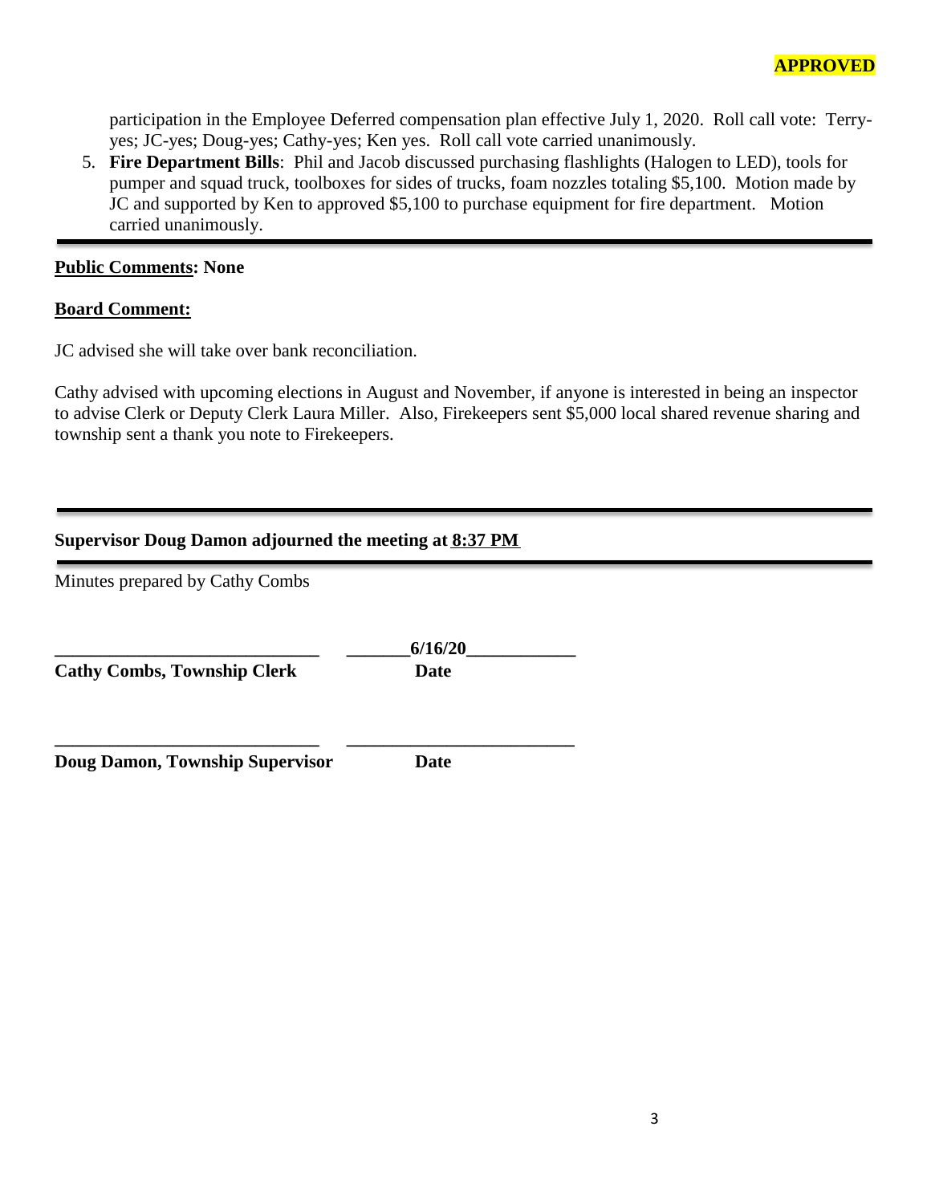**APPROVED**

participation in the Employee Deferred compensation plan effective July 1, 2020. Roll call vote: Terry-yes; JC-yes; Doug-yes; Cathy-yes; Ken yes. Roll call vote carried unanimously.

5. **Fire Department Bills**: Phil and Jacob discussed purchasing flashlights (Halogen to LED), tools for pumper and squad truck, toolboxes for sides of trucks, foam nozzles totaling $5,100. Motion made by JC and supported by Ken to approved $5,100 to purchase equipment for fire department. Motion carried unanimously.

---

**<u>Public Comments</u>: None**

**<u>Board Comment:</u>**

JC advised she will take over bank reconciliation.

Cathy advised with upcoming elections in August and November, if anyone is interested in being an inspector to advise Clerk or Deputy Clerk Laura Miller. Also, Firekeepers sent $5,000 local shared revenue sharing and township sent a thank you note to Firekeepers.

---

**Supervisor Doug Damon adjourned the meeting at <u>8:37 PM</u>**

---

Minutes prepared by Cathy Combs

**______________________________ _______6/16/20____________**
**Cathy Combs, Township Clerk Date**

**______________________________ _________________________**
**Doug Damon, Township Supervisor Date**